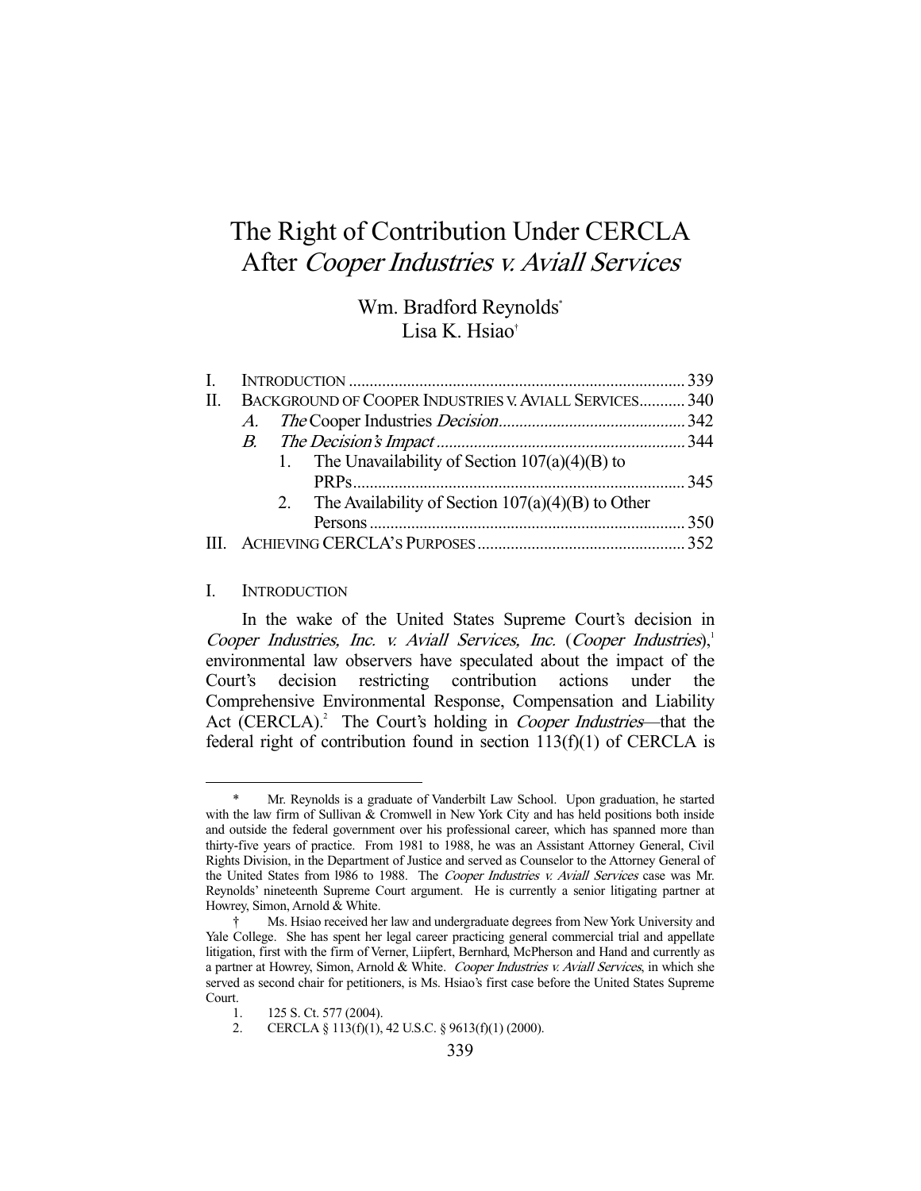# The Right of Contribution Under CERCLA After *Cooper Industries v. Aviall Services*

Wm. Bradford Reynolds[*]
Lisa K. Hsiao[†]

| | | Page |
|---|---|---|
| I. | INTRODUCTION | 339 |
| II. | BACKGROUND OF COOPER INDUSTRIES V. AVIALL SERVICES | 340 |
| | A. *The* Cooper Industries *Decision* | 342 |
| | B. *The Decision's Impact* | 344 |
| | 1. The Unavailability of Section 107(a)(4)(B) to PRPs | 345 |
| | 2. The Availability of Section 107(a)(4)(B) to Other Persons | 350 |
| III. | ACHIEVING CERCLA'S PURPOSES | 352 |

## I. INTRODUCTION

In the wake of the United States Supreme Court's decision in *Cooper Industries, Inc. v. Aviall Services, Inc.* (*Cooper Industries*),[1] environmental law observers have speculated about the impact of the Court's decision restricting contribution actions under the Comprehensive Environmental Response, Compensation and Liability Act (CERCLA).[2] The Court's holding in *Cooper Industries*—that the federal right of contribution found in section 113(f)(1) of CERCLA is

---

\* Mr. Reynolds is a graduate of Vanderbilt Law School. Upon graduation, he started with the law firm of Sullivan & Cromwell in New York City and has held positions both inside and outside the federal government over his professional career, which has spanned more than thirty-five years of practice. From 1981 to 1988, he was an Assistant Attorney General, Civil Rights Division, in the Department of Justice and served as Counselor to the Attorney General of the United States from 1986 to 1988. The *Cooper Industries v. Aviall Services* case was Mr. Reynolds' nineteenth Supreme Court argument. He is currently a senior litigating partner at Howrey, Simon, Arnold & White.

† Ms. Hsiao received her law and undergraduate degrees from New York University and Yale College. She has spent her legal career practicing general commercial trial and appellate litigation, first with the firm of Verner, Liipfert, Bernhard, McPherson and Hand and currently as a partner at Howrey, Simon, Arnold & White. *Cooper Industries v. Aviall Services*, in which she served as second chair for petitioners, is Ms. Hsiao's first case before the United States Supreme Court.

1. 125 S. Ct. 577 (2004).

2. CERCLA § 113(f)(1), 42 U.S.C. § 9613(f)(1) (2000).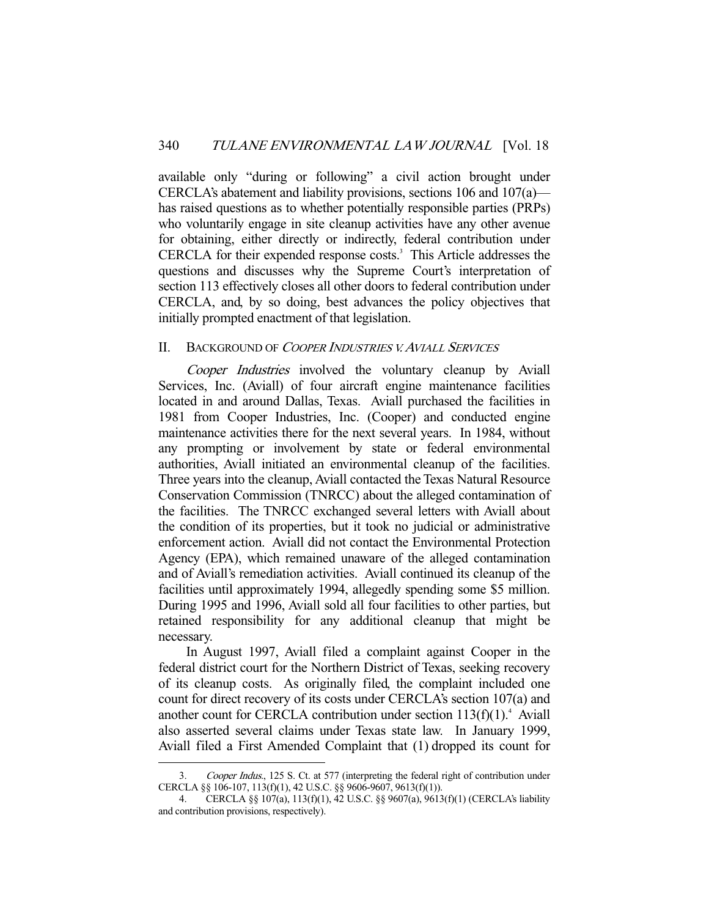available only "during or following" a civil action brought under CERCLA's abatement and liability provisions, sections 106 and 107(a)—has raised questions as to whether potentially responsible parties (PRPs) who voluntarily engage in site cleanup activities have any other avenue for obtaining, either directly or indirectly, federal contribution under CERCLA for their expended response costs.[3] This Article addresses the questions and discusses why the Supreme Court's interpretation of section 113 effectively closes all other doors to federal contribution under CERCLA, and, by so doing, best advances the policy objectives that initially prompted enactment of that legislation.

## II. BACKGROUND OF *COOPER INDUSTRIES V. AVIALL SERVICES*

*Cooper Industries* involved the voluntary cleanup by Aviall Services, Inc. (Aviall) of four aircraft engine maintenance facilities located in and around Dallas, Texas. Aviall purchased the facilities in 1981 from Cooper Industries, Inc. (Cooper) and conducted engine maintenance activities there for the next several years. In 1984, without any prompting or involvement by state or federal environmental authorities, Aviall initiated an environmental cleanup of the facilities. Three years into the cleanup, Aviall contacted the Texas Natural Resource Conservation Commission (TNRCC) about the alleged contamination of the facilities. The TNRCC exchanged several letters with Aviall about the condition of its properties, but it took no judicial or administrative enforcement action. Aviall did not contact the Environmental Protection Agency (EPA), which remained unaware of the alleged contamination and of Aviall's remediation activities. Aviall continued its cleanup of the facilities until approximately 1994, allegedly spending some $5 million. During 1995 and 1996, Aviall sold all four facilities to other parties, but retained responsibility for any additional cleanup that might be necessary.

In August 1997, Aviall filed a complaint against Cooper in the federal district court for the Northern District of Texas, seeking recovery of its cleanup costs. As originally filed, the complaint included one count for direct recovery of its costs under CERCLA's section 107(a) and another count for CERCLA contribution under section 113(f)(1).[4] Aviall also asserted several claims under Texas state law. In January 1999, Aviall filed a First Amended Complaint that (1) dropped its count for

---

3. *Cooper Indus.*, 125 S. Ct. at 577 (interpreting the federal right of contribution under CERCLA §§ 106-107, 113(f)(1), 42 U.S.C. §§ 9606-9607, 9613(f)(1)).

4. CERCLA §§ 107(a), 113(f)(1), 42 U.S.C. §§ 9607(a), 9613(f)(1) (CERCLA's liability and contribution provisions, respectively).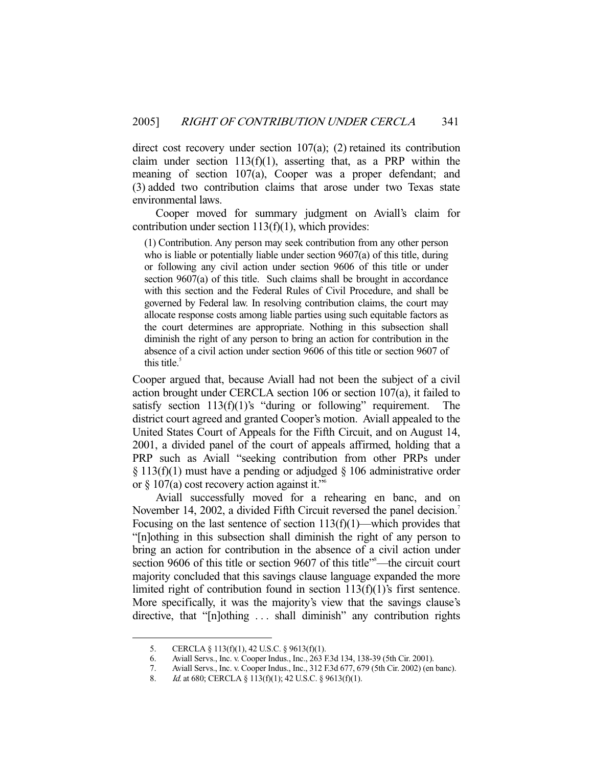direct cost recovery under section 107(a); (2) retained its contribution claim under section 113(f)(1), asserting that, as a PRP within the meaning of section 107(a), Cooper was a proper defendant; and (3) added two contribution claims that arose under two Texas state environmental laws.

Cooper moved for summary judgment on Aviall's claim for contribution under section 113(f)(1), which provides:

> (1) Contribution. Any person may seek contribution from any other person who is liable or potentially liable under section 9607(a) of this title, during or following any civil action under section 9606 of this title or under section 9607(a) of this title. Such claims shall be brought in accordance with this section and the Federal Rules of Civil Procedure, and shall be governed by Federal law. In resolving contribution claims, the court may allocate response costs among liable parties using such equitable factors as the court determines are appropriate. Nothing in this subsection shall diminish the right of any person to bring an action for contribution in the absence of a civil action under section 9606 of this title or section 9607 of this title.[5]

Cooper argued that, because Aviall had not been the subject of a civil action brought under CERCLA section 106 or section 107(a), it failed to satisfy section 113(f)(1)'s "during or following" requirement. The district court agreed and granted Cooper's motion. Aviall appealed to the United States Court of Appeals for the Fifth Circuit, and on August 14, 2001, a divided panel of the court of appeals affirmed, holding that a PRP such as Aviall "seeking contribution from other PRPs under § 113(f)(1) must have a pending or adjudged § 106 administrative order or § 107(a) cost recovery action against it."[6]

Aviall successfully moved for a rehearing en banc, and on November 14, 2002, a divided Fifth Circuit reversed the panel decision.[7] Focusing on the last sentence of section 113(f)(1)—which provides that "[n]othing in this subsection shall diminish the right of any person to bring an action for contribution in the absence of a civil action under section 9606 of this title or section 9607 of this title"[8]—the circuit court majority concluded that this savings clause language expanded the more limited right of contribution found in section 113(f)(1)'s first sentence. More specifically, it was the majority's view that the savings clause's directive, that "[n]othing . . . shall diminish" any contribution rights

---

5. CERCLA § 113(f)(1), 42 U.S.C. § 9613(f)(1).

6. Aviall Servs., Inc. v. Cooper Indus., Inc., 263 F.3d 134, 138-39 (5th Cir. 2001).

7. Aviall Servs., Inc. v. Cooper Indus., Inc., 312 F.3d 677, 679 (5th Cir. 2002) (en banc).

8. *Id.* at 680; CERCLA § 113(f)(1); 42 U.S.C. § 9613(f)(1).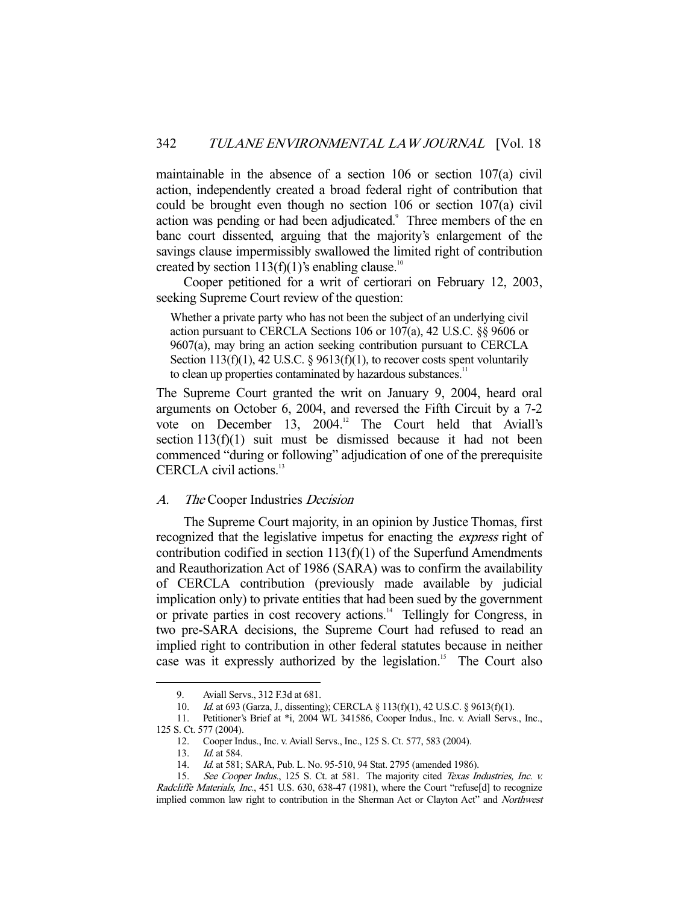maintainable in the absence of a section 106 or section 107(a) civil action, independently created a broad federal right of contribution that could be brought even though no section 106 or section 107(a) civil action was pending or had been adjudicated.[9] Three members of the en banc court dissented, arguing that the majority's enlargement of the savings clause impermissibly swallowed the limited right of contribution created by section 113(f)(1)'s enabling clause.[10]

Cooper petitioned for a writ of certiorari on February 12, 2003, seeking Supreme Court review of the question:

> Whether a private party who has not been the subject of an underlying civil action pursuant to CERCLA Sections 106 or 107(a), 42 U.S.C. §§ 9606 or 9607(a), may bring an action seeking contribution pursuant to CERCLA Section 113(f)(1), 42 U.S.C. § 9613(f)(1), to recover costs spent voluntarily to clean up properties contaminated by hazardous substances.[11]

The Supreme Court granted the writ on January 9, 2004, heard oral arguments on October 6, 2004, and reversed the Fifth Circuit by a 7-2 vote on December 13, 2004.[12] The Court held that Aviall's section 113(f)(1) suit must be dismissed because it had not been commenced "during or following" adjudication of one of the prerequisite CERCLA civil actions.[13]

### A. *The* Cooper Industries *Decision*

The Supreme Court majority, in an opinion by Justice Thomas, first recognized that the legislative impetus for enacting the *express* right of contribution codified in section 113(f)(1) of the Superfund Amendments and Reauthorization Act of 1986 (SARA) was to confirm the availability of CERCLA contribution (previously made available by judicial implication only) to private entities that had been sued by the government or private parties in cost recovery actions.[14] Tellingly for Congress, in two pre-SARA decisions, the Supreme Court had refused to read an implied right to contribution in other federal statutes because in neither case was it expressly authorized by the legislation.[15] The Court also

---

9. Aviall Servs., 312 F.3d at 681.

10. *Id.* at 693 (Garza, J., dissenting); CERCLA § 113(f)(1), 42 U.S.C. § 9613(f)(1).

11. Petitioner's Brief at *i, 2004 WL 341586, Cooper Indus., Inc. v. Aviall Servs., Inc., 125 S. Ct. 577 (2004).

12. Cooper Indus., Inc. v. Aviall Servs., Inc., 125 S. Ct. 577, 583 (2004).

13. *Id.* at 584.

14. *Id.* at 581; SARA, Pub. L. No. 95-510, 94 Stat. 2795 (amended 1986).

15. *See Cooper Indus.*, 125 S. Ct. at 581. The majority cited *Texas Industries, Inc. v. Radcliffe Materials, Inc.*, 451 U.S. 630, 638-47 (1981), where the Court "refuse[d] to recognize implied common law right to contribution in the Sherman Act or Clayton Act" and *Northwest*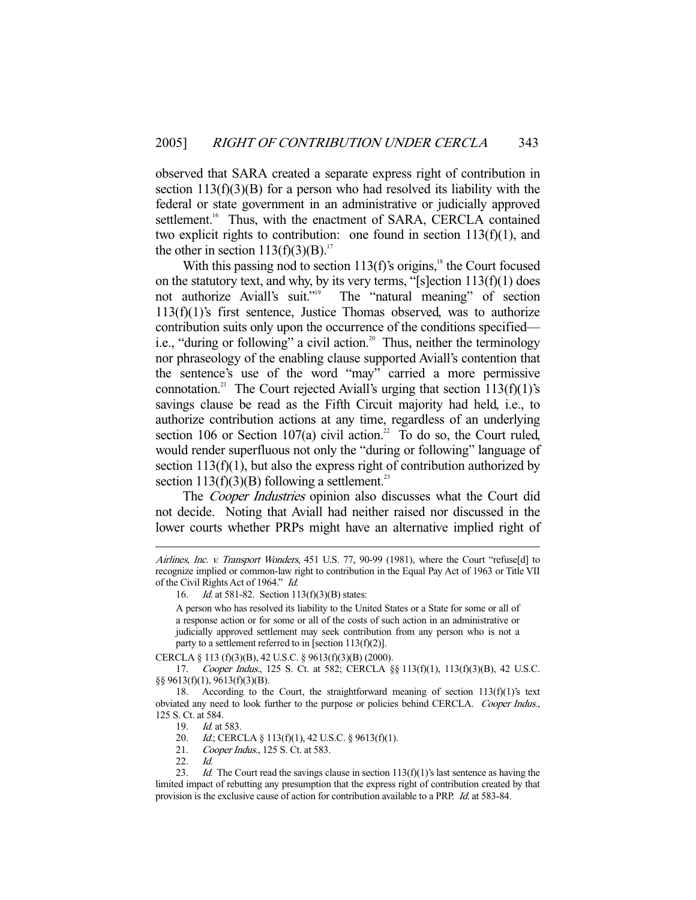observed that SARA created a separate express right of contribution in section 113(f)(3)(B) for a person who had resolved its liability with the federal or state government in an administrative or judicially approved settlement.[16] Thus, with the enactment of SARA, CERCLA contained two explicit rights to contribution: one found in section 113(f)(1), and the other in section 113(f)(3)(B).[17]

With this passing nod to section 113(f)'s origins,[18] the Court focused on the statutory text, and why, by its very terms, "[s]ection 113(f)(1) does not authorize Aviall's suit."[19] The "natural meaning" of section 113(f)(1)'s first sentence, Justice Thomas observed, was to authorize contribution suits only upon the occurrence of the conditions specified—i.e., "during or following" a civil action.[20] Thus, neither the terminology nor phraseology of the enabling clause supported Aviall's contention that the sentence's use of the word "may" carried a more permissive connotation.[21] The Court rejected Aviall's urging that section 113(f)(1)'s savings clause be read as the Fifth Circuit majority had held, i.e., to authorize contribution actions at any time, regardless of an underlying section 106 or Section 107(a) civil action.[22] To do so, the Court ruled, would render superfluous not only the "during or following" language of section 113(f)(1), but also the express right of contribution authorized by section 113(f)(3)(B) following a settlement.[23]

The *Cooper Industries* opinion also discusses what the Court did not decide. Noting that Aviall had neither raised nor discussed in the lower courts whether PRPs might have an alternative implied right of

---

*Airlines, Inc. v. Transport Wonders*, 451 U.S. 77, 90-99 (1981), where the Court "refuse[d] to recognize implied or common-law right to contribution in the Equal Pay Act of 1963 or Title VII of the Civil Rights Act of 1964." *Id.*

16. *Id.* at 581-82. Section 113(f)(3)(B) states:

> A person who has resolved its liability to the United States or a State for some or all of a response action or for some or all of the costs of such action in an administrative or judicially approved settlement may seek contribution from any person who is not a party to a settlement referred to in [section 113(f)(2)].

CERCLA § 113 (f)(3)(B), 42 U.S.C. § 9613(f)(3)(B) (2000).

17. *Cooper Indus.*, 125 S. Ct. at 582; CERCLA §§ 113(f)(1), 113(f)(3)(B), 42 U.S.C. §§ 9613(f)(1), 9613(f)(3)(B).

18. According to the Court, the straightforward meaning of section 113(f)(1)'s text obviated any need to look further to the purpose or policies behind CERCLA. *Cooper Indus.*, 125 S. Ct. at 584.

19. *Id.* at 583.

20. *Id.*; CERCLA § 113(f)(1), 42 U.S.C. § 9613(f)(1).

21. *Cooper Indus.*, 125 S. Ct. at 583.

22. *Id.*

23. *Id.* The Court read the savings clause in section 113(f)(1)'s last sentence as having the limited impact of rebutting any presumption that the express right of contribution created by that provision is the exclusive cause of action for contribution available to a PRP. *Id.* at 583-84.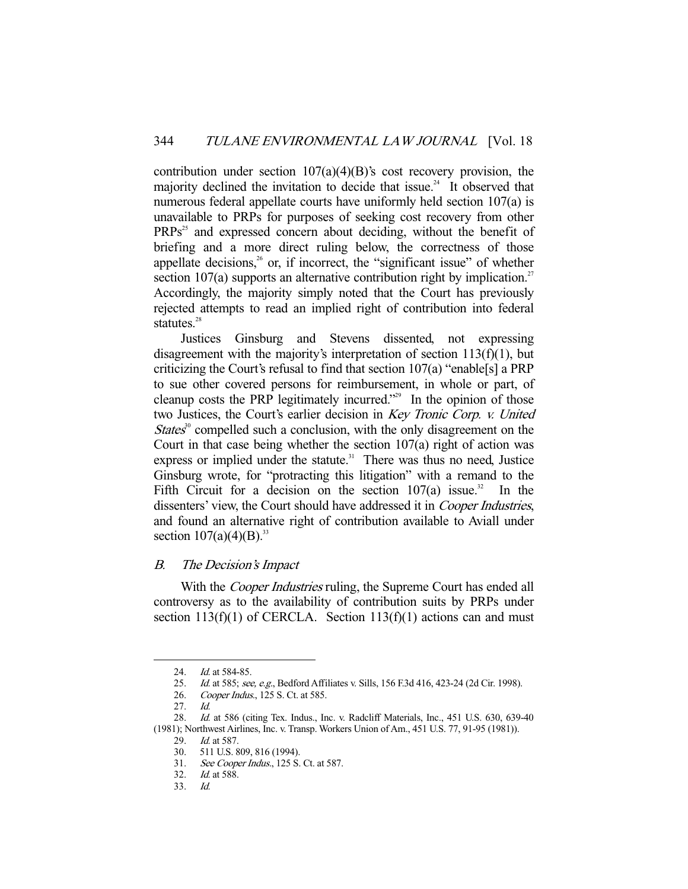contribution under section 107(a)(4)(B)'s cost recovery provision, the majority declined the invitation to decide that issue.[24] It observed that numerous federal appellate courts have uniformly held section 107(a) is unavailable to PRPs for purposes of seeking cost recovery from other PRPs[25] and expressed concern about deciding, without the benefit of briefing and a more direct ruling below, the correctness of those appellate decisions,[26] or, if incorrect, the "significant issue" of whether section 107(a) supports an alternative contribution right by implication.[27] Accordingly, the majority simply noted that the Court has previously rejected attempts to read an implied right of contribution into federal statutes.[28]

Justices Ginsburg and Stevens dissented, not expressing disagreement with the majority's interpretation of section 113(f)(1), but criticizing the Court's refusal to find that section 107(a) "enable[s] a PRP to sue other covered persons for reimbursement, in whole or part, of cleanup costs the PRP legitimately incurred."[29] In the opinion of those two Justices, the Court's earlier decision in *Key Tronic Corp. v. United States*[30] compelled such a conclusion, with the only disagreement on the Court in that case being whether the section 107(a) right of action was express or implied under the statute.[31] There was thus no need, Justice Ginsburg wrote, for "protracting this litigation" with a remand to the Fifth Circuit for a decision on the section 107(a) issue.[32] In the dissenters' view, the Court should have addressed it in *Cooper Industries*, and found an alternative right of contribution available to Aviall under section 107(a)(4)(B).[33]

### *B. The Decision's Impact*

With the *Cooper Industries* ruling, the Supreme Court has ended all controversy as to the availability of contribution suits by PRPs under section 113(f)(1) of CERCLA. Section 113(f)(1) actions can and must

---

24. *Id.* at 584-85.

25. *Id.* at 585; *see, e.g.*, Bedford Affiliates v. Sills, 156 F.3d 416, 423-24 (2d Cir. 1998).

26. *Cooper Indus.*, 125 S. Ct. at 585.

27. *Id.*

28. *Id.* at 586 (citing Tex. Indus., Inc. v. Radcliff Materials, Inc., 451 U.S. 630, 639-40 (1981); Northwest Airlines, Inc. v. Transp. Workers Union of Am., 451 U.S. 77, 91-95 (1981)).

29. *Id.* at 587.

30. 511 U.S. 809, 816 (1994).

31. *See Cooper Indus.*, 125 S. Ct. at 587.

32. *Id.* at 588.

33. *Id.*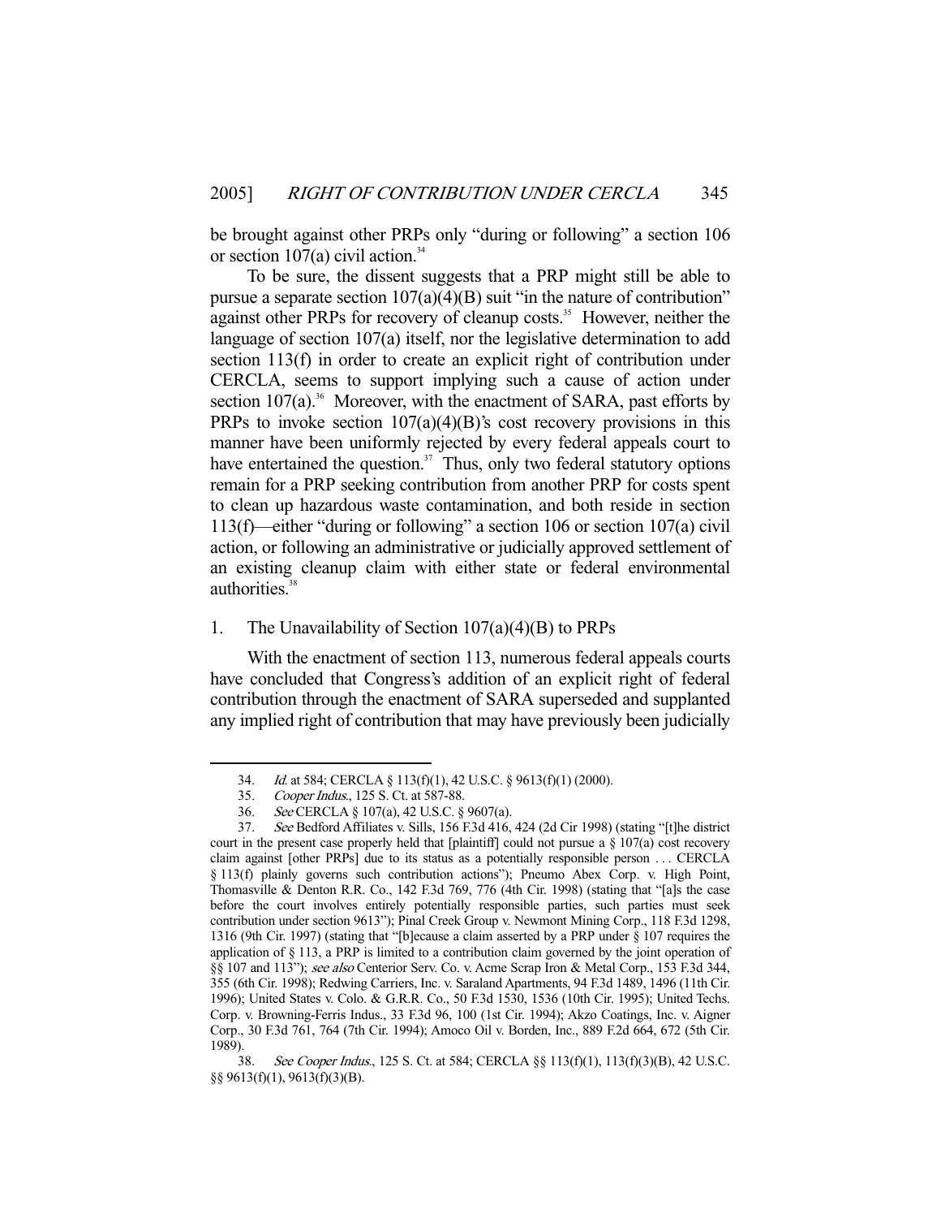be brought against other PRPs only "during or following" a section 106 or section 107(a) civil action.[34]

To be sure, the dissent suggests that a PRP might still be able to pursue a separate section 107(a)(4)(B) suit "in the nature of contribution" against other PRPs for recovery of cleanup costs.[35] However, neither the language of section 107(a) itself, nor the legislative determination to add section 113(f) in order to create an explicit right of contribution under CERCLA, seems to support implying such a cause of action under section 107(a).[36] Moreover, with the enactment of SARA, past efforts by PRPs to invoke section 107(a)(4)(B)'s cost recovery provisions in this manner have been uniformly rejected by every federal appeals court to have entertained the question.[37] Thus, only two federal statutory options remain for a PRP seeking contribution from another PRP for costs spent to clean up hazardous waste contamination, and both reside in section 113(f)—either "during or following" a section 106 or section 107(a) civil action, or following an administrative or judicially approved settlement of an existing cleanup claim with either state or federal environmental authorities.[38]

### 1. The Unavailability of Section 107(a)(4)(B) to PRPs

With the enactment of section 113, numerous federal appeals courts have concluded that Congress's addition of an explicit right of federal contribution through the enactment of SARA superseded and supplanted any implied right of contribution that may have previously been judicially

---

34. *Id.* at 584; CERCLA § 113(f)(1), 42 U.S.C. § 9613(f)(1) (2000).

35. *Cooper Indus.*, 125 S. Ct. at 587-88.

36. *See* CERCLA § 107(a), 42 U.S.C. § 9607(a).

37. *See* Bedford Affiliates v. Sills, 156 F.3d 416, 424 (2d Cir 1998) (stating "[t]he district court in the present case properly held that [plaintiff] could not pursue a § 107(a) cost recovery claim against [other PRPs] due to its status as a potentially responsible person . . . CERCLA § 113(f) plainly governs such contribution actions"); Pneumo Abex Corp. v. High Point, Thomasville & Denton R.R. Co., 142 F.3d 769, 776 (4th Cir. 1998) (stating that "[a]s the case before the court involves entirely potentially responsible parties, such parties must seek contribution under section 9613"); Pinal Creek Group v. Newmont Mining Corp., 118 F.3d 1298, 1316 (9th Cir. 1997) (stating that "[b]ecause a claim asserted by a PRP under § 107 requires the application of § 113, a PRP is limited to a contribution claim governed by the joint operation of §§ 107 and 113"); *see also* Centerior Serv. Co. v. Acme Scrap Iron & Metal Corp., 153 F.3d 344, 355 (6th Cir. 1998); Redwing Carriers, Inc. v. Saraland Apartments, 94 F.3d 1489, 1496 (11th Cir. 1996); United States v. Colo. & G.R.R. Co., 50 F.3d 1530, 1536 (10th Cir. 1995); United Techs. Corp. v. Browning-Ferris Indus., 33 F.3d 96, 100 (1st Cir. 1994); Akzo Coatings, Inc. v. Aigner Corp., 30 F.3d 761, 764 (7th Cir. 1994); Amoco Oil v. Borden, Inc., 889 F.2d 664, 672 (5th Cir. 1989).

38. *See Cooper Indus.*, 125 S. Ct. at 584; CERCLA §§ 113(f)(1), 113(f)(3)(B), 42 U.S.C. §§ 9613(f)(1), 9613(f)(3)(B).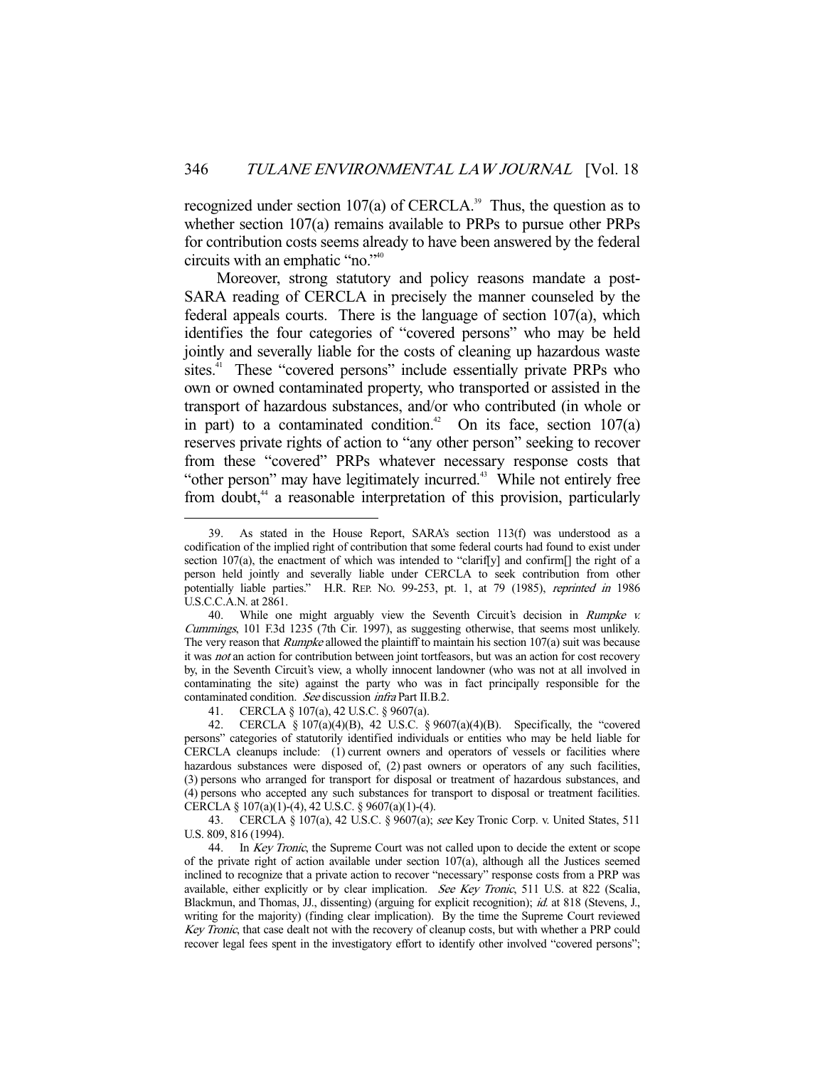recognized under section 107(a) of CERCLA.[39] Thus, the question as to whether section 107(a) remains available to PRPs to pursue other PRPs for contribution costs seems already to have been answered by the federal circuits with an emphatic "no."[40]

Moreover, strong statutory and policy reasons mandate a post-SARA reading of CERCLA in precisely the manner counseled by the federal appeals courts. There is the language of section 107(a), which identifies the four categories of "covered persons" who may be held jointly and severally liable for the costs of cleaning up hazardous waste sites.[41] These "covered persons" include essentially private PRPs who own or owned contaminated property, who transported or assisted in the transport of hazardous substances, and/or who contributed (in whole or in part) to a contaminated condition.[42] On its face, section 107(a) reserves private rights of action to "any other person" seeking to recover from these "covered" PRPs whatever necessary response costs that "other person" may have legitimately incurred.[43] While not entirely free from doubt,[44] a reasonable interpretation of this provision, particularly

---

39. As stated in the House Report, SARA's section 113(f) was understood as a codification of the implied right of contribution that some federal courts had found to exist under section 107(a), the enactment of which was intended to "clarif[y] and confirm[] the right of a person held jointly and severally liable under CERCLA to seek contribution from other potentially liable parties." H.R. REP. NO. 99-253, pt. 1, at 79 (1985), *reprinted in* 1986 U.S.C.C.A.N. at 2861.

40. While one might arguably view the Seventh Circuit's decision in *Rumpke v. Cummings*, 101 F.3d 1235 (7th Cir. 1997), as suggesting otherwise, that seems most unlikely. The very reason that *Rumpke* allowed the plaintiff to maintain his section 107(a) suit was because it was *not* an action for contribution between joint tortfeasors, but was an action for cost recovery by, in the Seventh Circuit's view, a wholly innocent landowner (who was not at all involved in contaminating the site) against the party who was in fact principally responsible for the contaminated condition. *See* discussion *infra* Part II.B.2.

41. CERCLA § 107(a), 42 U.S.C. § 9607(a).

42. CERCLA § 107(a)(4)(B), 42 U.S.C. § 9607(a)(4)(B). Specifically, the "covered persons" categories of statutorily identified individuals or entities who may be held liable for CERCLA cleanups include: (1) current owners and operators of vessels or facilities where hazardous substances were disposed of, (2) past owners or operators of any such facilities, (3) persons who arranged for transport for disposal or treatment of hazardous substances, and (4) persons who accepted any such substances for transport to disposal or treatment facilities. CERCLA § 107(a)(1)-(4), 42 U.S.C. § 9607(a)(1)-(4).

43. CERCLA § 107(a), 42 U.S.C. § 9607(a); *see* Key Tronic Corp. v. United States, 511 U.S. 809, 816 (1994).

44. In *Key Tronic*, the Supreme Court was not called upon to decide the extent or scope of the private right of action available under section 107(a), although all the Justices seemed inclined to recognize that a private action to recover "necessary" response costs from a PRP was available, either explicitly or by clear implication. *See Key Tronic*, 511 U.S. at 822 (Scalia, Blackmun, and Thomas, JJ., dissenting) (arguing for explicit recognition); *id.* at 818 (Stevens, J., writing for the majority) (finding clear implication). By the time the Supreme Court reviewed *Key Tronic*, that case dealt not with the recovery of cleanup costs, but with whether a PRP could recover legal fees spent in the investigatory effort to identify other involved "covered persons";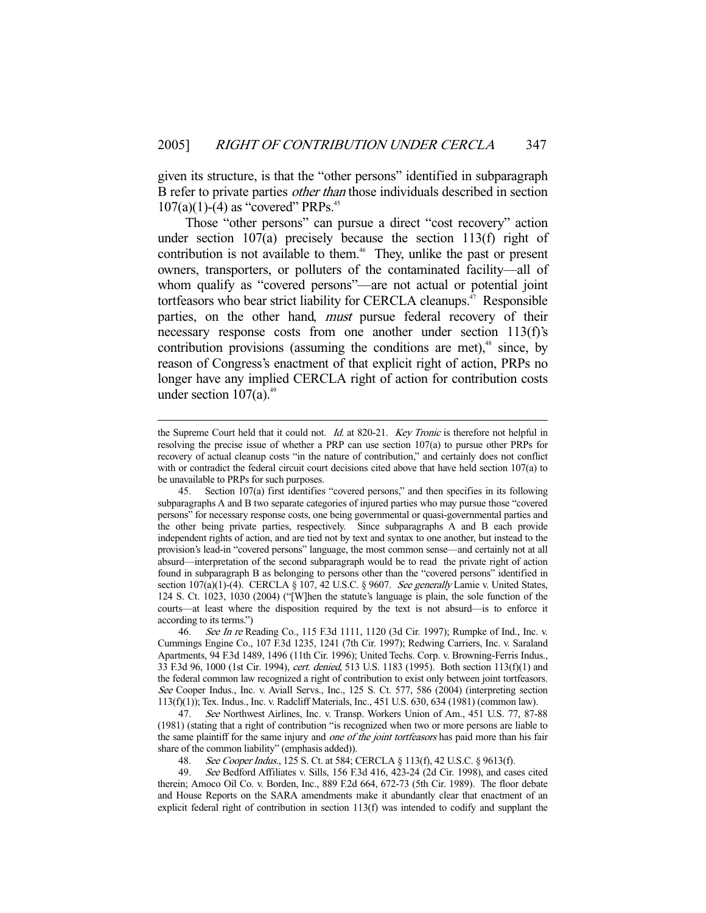given its structure, is that the "other persons" identified in subparagraph B refer to private parties *other than* those individuals described in section 107(a)(1)-(4) as "covered" PRPs.[45]

Those "other persons" can pursue a direct "cost recovery" action under section 107(a) precisely because the section 113(f) right of contribution is not available to them.[46] They, unlike the past or present owners, transporters, or polluters of the contaminated facility—all of whom qualify as "covered persons"—are not actual or potential joint tortfeasors who bear strict liability for CERCLA cleanups.[47] Responsible parties, on the other hand, *must* pursue federal recovery of their necessary response costs from one another under section 113(f)'s contribution provisions (assuming the conditions are met),[48] since, by reason of Congress's enactment of that explicit right of action, PRPs no longer have any implied CERCLA right of action for contribution costs under section 107(a).[49]

---

the Supreme Court held that it could not. *Id.* at 820-21. *Key Tronic* is therefore not helpful in resolving the precise issue of whether a PRP can use section 107(a) to pursue other PRPs for recovery of actual cleanup costs "in the nature of contribution," and certainly does not conflict with or contradict the federal circuit court decisions cited above that have held section 107(a) to be unavailable to PRPs for such purposes.

45. Section 107(a) first identifies "covered persons," and then specifies in its following subparagraphs A and B two separate categories of injured parties who may pursue those "covered persons" for necessary response costs, one being governmental or quasi-governmental parties and the other being private parties, respectively. Since subparagraphs A and B each provide independent rights of action, and are tied not by text and syntax to one another, but instead to the provision's lead-in "covered persons" language, the most common sense—and certainly not at all absurd—interpretation of the second subparagraph would be to read the private right of action found in subparagraph B as belonging to persons other than the "covered persons" identified in section 107(a)(1)-(4). CERCLA § 107, 42 U.S.C. § 9607. *See generally* Lamie v. United States, 124 S. Ct. 1023, 1030 (2004) ("[W]hen the statute's language is plain, the sole function of the courts—at least where the disposition required by the text is not absurd—is to enforce it according to its terms.")

46. *See In re* Reading Co., 115 F.3d 1111, 1120 (3d Cir. 1997); Rumpke of Ind., Inc. v. Cummings Engine Co., 107 F.3d 1235, 1241 (7th Cir. 1997); Redwing Carriers, Inc. v. Saraland Apartments, 94 F.3d 1489, 1496 (11th Cir. 1996); United Techs. Corp. v. Browning-Ferris Indus., 33 F.3d 96, 1000 (1st Cir. 1994), *cert. denied*, 513 U.S. 1183 (1995). Both section 113(f)(1) and the federal common law recognized a right of contribution to exist only between joint tortfeasors. *See* Cooper Indus., Inc. v. Aviall Servs., Inc., 125 S. Ct. 577, 586 (2004) (interpreting section 113(f)(1)); Tex. Indus., Inc. v. Radcliff Materials, Inc., 451 U.S. 630, 634 (1981) (common law).

47. *See* Northwest Airlines, Inc. v. Transp. Workers Union of Am., 451 U.S. 77, 87-88 (1981) (stating that a right of contribution "is recognized when two or more persons are liable to the same plaintiff for the same injury and *one of the joint tortfeasors* has paid more than his fair share of the common liability" (emphasis added)).

48. *See Cooper Indus.*, 125 S. Ct. at 584; CERCLA § 113(f), 42 U.S.C. § 9613(f).

49. *See* Bedford Affiliates v. Sills, 156 F.3d 416, 423-24 (2d Cir. 1998), and cases cited therein; Amoco Oil Co. v. Borden, Inc., 889 F.2d 664, 672-73 (5th Cir. 1989). The floor debate and House Reports on the SARA amendments make it abundantly clear that enactment of an explicit federal right of contribution in section 113(f) was intended to codify and supplant the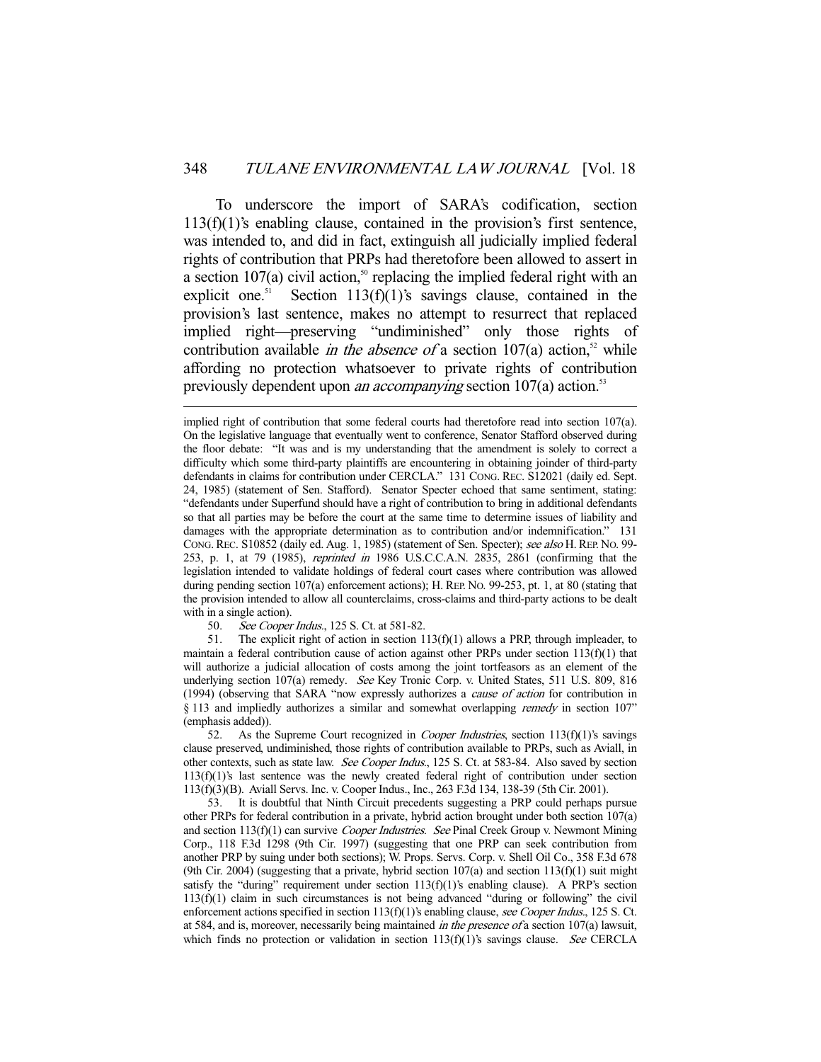To underscore the import of SARA's codification, section 113(f)(1)'s enabling clause, contained in the provision's first sentence, was intended to, and did in fact, extinguish all judicially implied federal rights of contribution that PRPs had theretofore been allowed to assert in a section 107(a) civil action,[50] replacing the implied federal right with an explicit one.[51] Section 113(f)(1)'s savings clause, contained in the provision's last sentence, makes no attempt to resurrect that replaced implied right—preserving "undiminished" only those rights of contribution available *in the absence of* a section 107(a) action,[52] while affording no protection whatsoever to private rights of contribution previously dependent upon *an accompanying* section 107(a) action.[53]

---

implied right of contribution that some federal courts had theretofore read into section 107(a). On the legislative language that eventually went to conference, Senator Stafford observed during the floor debate: "It was and is my understanding that the amendment is solely to correct a difficulty which some third-party plaintiffs are encountering in obtaining joinder of third-party defendants in claims for contribution under CERCLA." 131 CONG. REC. S12021 (daily ed. Sept. 24, 1985) (statement of Sen. Stafford). Senator Specter echoed that same sentiment, stating: "defendants under Superfund should have a right of contribution to bring in additional defendants so that all parties may be before the court at the same time to determine issues of liability and damages with the appropriate determination as to contribution and/or indemnification." 131 CONG. REC. S10852 (daily ed. Aug. 1, 1985) (statement of Sen. Specter); *see also* H. REP. NO. 99-253, p. 1, at 79 (1985), *reprinted in* 1986 U.S.C.C.A.N. 2835, 2861 (confirming that the legislation intended to validate holdings of federal court cases where contribution was allowed during pending section 107(a) enforcement actions); H. REP. NO. 99-253, pt. 1, at 80 (stating that the provision intended to allow all counterclaims, cross-claims and third-party actions to be dealt with in a single action).

50. *See Cooper Indus.*, 125 S. Ct. at 581-82.

51. The explicit right of action in section 113(f)(1) allows a PRP, through impleader, to maintain a federal contribution cause of action against other PRPs under section 113(f)(1) that will authorize a judicial allocation of costs among the joint tortfeasors as an element of the underlying section 107(a) remedy. *See* Key Tronic Corp. v. United States, 511 U.S. 809, 816 (1994) (observing that SARA "now expressly authorizes a *cause of action* for contribution in § 113 and impliedly authorizes a similar and somewhat overlapping *remedy* in section 107" (emphasis added)).

52. As the Supreme Court recognized in *Cooper Industries*, section 113(f)(1)'s savings clause preserved, undiminished, those rights of contribution available to PRPs, such as Aviall, in other contexts, such as state law. *See Cooper Indus.*, 125 S. Ct. at 583-84. Also saved by section 113(f)(1)'s last sentence was the newly created federal right of contribution under section 113(f)(3)(B). Aviall Servs. Inc. v. Cooper Indus., Inc., 263 F.3d 134, 138-39 (5th Cir. 2001).

53. It is doubtful that Ninth Circuit precedents suggesting a PRP could perhaps pursue other PRPs for federal contribution in a private, hybrid action brought under both section 107(a) and section 113(f)(1) can survive *Cooper Industries*. *See* Pinal Creek Group v. Newmont Mining Corp., 118 F.3d 1298 (9th Cir. 1997) (suggesting that one PRP can seek contribution from another PRP by suing under both sections); W. Props. Servs. Corp. v. Shell Oil Co., 358 F.3d 678 (9th Cir. 2004) (suggesting that a private, hybrid section 107(a) and section 113(f)(1) suit might satisfy the "during" requirement under section 113(f)(1)'s enabling clause). A PRP's section 113(f)(1) claim in such circumstances is not being advanced "during or following" the civil enforcement actions specified in section 113(f)(1)'s enabling clause, *see Cooper Indus.*, 125 S. Ct. at 584, and is, moreover, necessarily being maintained *in the presence of* a section 107(a) lawsuit, which finds no protection or validation in section 113(f)(1)'s savings clause. *See* CERCLA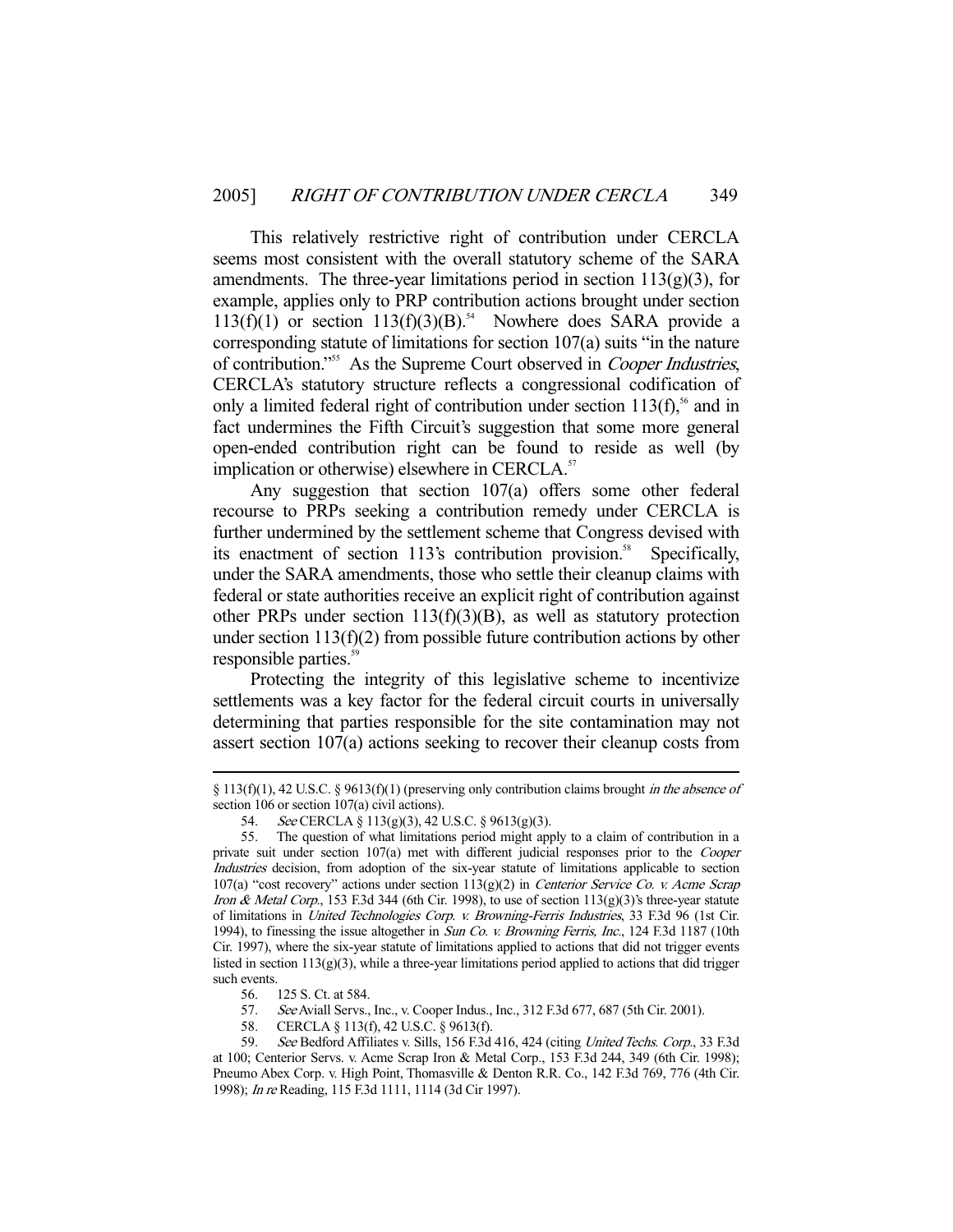This relatively restrictive right of contribution under CERCLA seems most consistent with the overall statutory scheme of the SARA amendments. The three-year limitations period in section 113(g)(3), for example, applies only to PRP contribution actions brought under section 113(f)(1) or section 113(f)(3)(B).[54] Nowhere does SARA provide a corresponding statute of limitations for section 107(a) suits "in the nature of contribution."[55] As the Supreme Court observed in *Cooper Industries*, CERCLA's statutory structure reflects a congressional codification of only a limited federal right of contribution under section 113(f),[56] and in fact undermines the Fifth Circuit's suggestion that some more general open-ended contribution right can be found to reside as well (by implication or otherwise) elsewhere in CERCLA.[57]

Any suggestion that section 107(a) offers some other federal recourse to PRPs seeking a contribution remedy under CERCLA is further undermined by the settlement scheme that Congress devised with its enactment of section 113's contribution provision.[58] Specifically, under the SARA amendments, those who settle their cleanup claims with federal or state authorities receive an explicit right of contribution against other PRPs under section 113(f)(3)(B), as well as statutory protection under section 113(f)(2) from possible future contribution actions by other responsible parties.[59]

Protecting the integrity of this legislative scheme to incentivize settlements was a key factor for the federal circuit courts in universally determining that parties responsible for the site contamination may not assert section 107(a) actions seeking to recover their cleanup costs from

---

§ 113(f)(1), 42 U.S.C. § 9613(f)(1) (preserving only contribution claims brought *in the absence of* section 106 or section 107(a) civil actions).

54. *See* CERCLA § 113(g)(3), 42 U.S.C. § 9613(g)(3).

55. The question of what limitations period might apply to a claim of contribution in a private suit under section 107(a) met with different judicial responses prior to the *Cooper Industries* decision, from adoption of the six-year statute of limitations applicable to section 107(a) "cost recovery" actions under section 113(g)(2) in *Centerior Service Co. v. Acme Scrap Iron & Metal Corp.*, 153 F.3d 344 (6th Cir. 1998), to use of section 113(g)(3)'s three-year statute of limitations in *United Technologies Corp. v. Browning-Ferris Industries*, 33 F.3d 96 (1st Cir. 1994), to finessing the issue altogether in *Sun Co. v. Browning Ferris, Inc.*, 124 F.3d 1187 (10th Cir. 1997), where the six-year statute of limitations applied to actions that did not trigger events listed in section 113(g)(3), while a three-year limitations period applied to actions that did trigger such events.

56. 125 S. Ct. at 584.

57. *See* Aviall Servs., Inc., v. Cooper Indus., Inc., 312 F.3d 677, 687 (5th Cir. 2001).

58. CERCLA § 113(f), 42 U.S.C. § 9613(f).

59. *See* Bedford Affiliates v. Sills, 156 F.3d 416, 424 (citing *United Techs. Corp.*, 33 F.3d at 100; Centerior Servs. v. Acme Scrap Iron & Metal Corp., 153 F.3d 244, 349 (6th Cir. 1998); Pneumo Abex Corp. v. High Point, Thomasville & Denton R.R. Co., 142 F.3d 769, 776 (4th Cir. 1998); *In re* Reading, 115 F.3d 1111, 1114 (3d Cir 1997).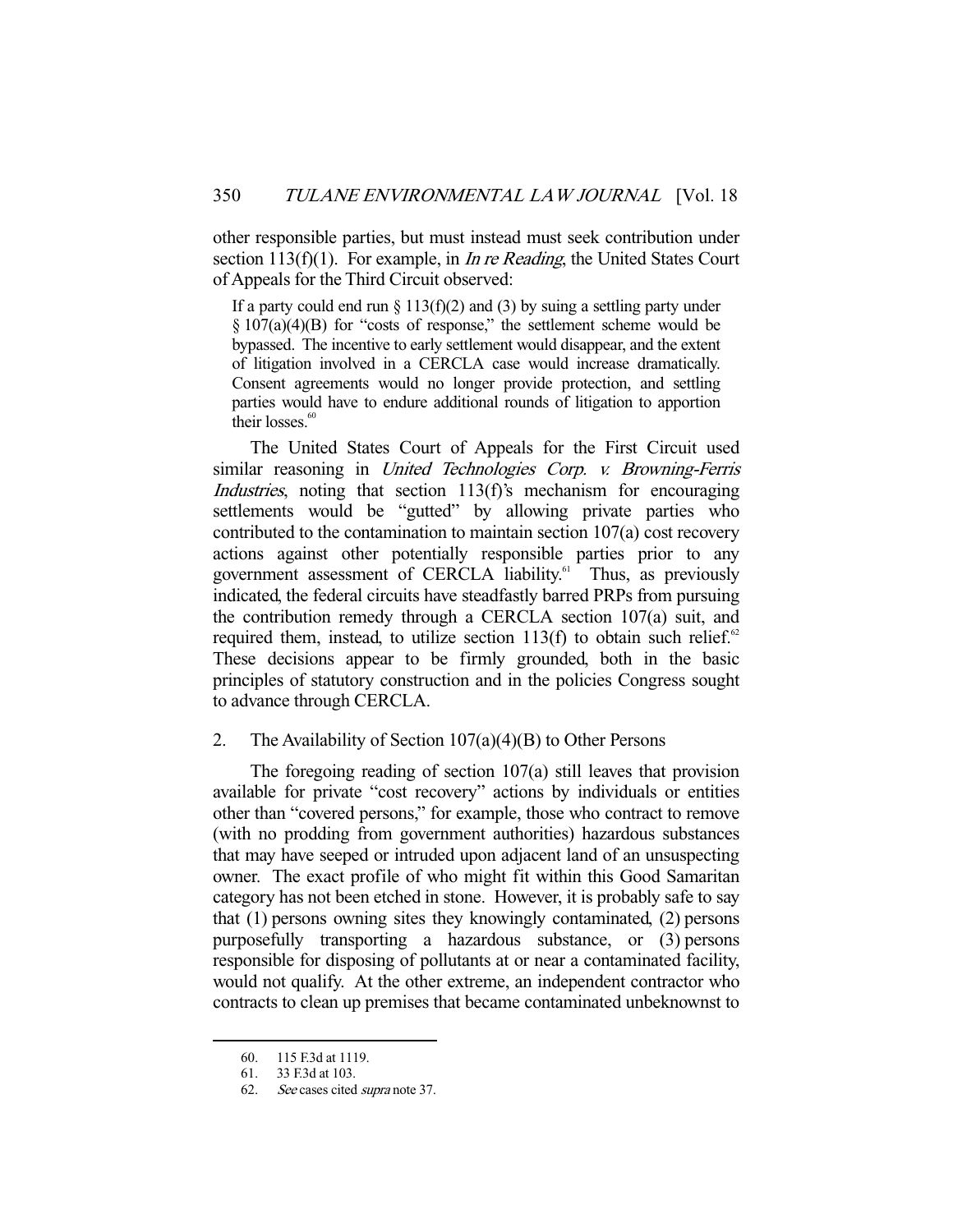other responsible parties, but must instead must seek contribution under section 113(f)(1). For example, in *In re Reading*, the United States Court of Appeals for the Third Circuit observed:

> If a party could end run § 113(f)(2) and (3) by suing a settling party under § 107(a)(4)(B) for "costs of response," the settlement scheme would be bypassed. The incentive to early settlement would disappear, and the extent of litigation involved in a CERCLA case would increase dramatically. Consent agreements would no longer provide protection, and settling parties would have to endure additional rounds of litigation to apportion their losses.[60]

The United States Court of Appeals for the First Circuit used similar reasoning in *United Technologies Corp. v. Browning-Ferris Industries*, noting that section 113(f)'s mechanism for encouraging settlements would be "gutted" by allowing private parties who contributed to the contamination to maintain section 107(a) cost recovery actions against other potentially responsible parties prior to any government assessment of CERCLA liability.[61] Thus, as previously indicated, the federal circuits have steadfastly barred PRPs from pursuing the contribution remedy through a CERCLA section 107(a) suit, and required them, instead, to utilize section 113(f) to obtain such relief.[62] These decisions appear to be firmly grounded, both in the basic principles of statutory construction and in the policies Congress sought to advance through CERCLA.

2. The Availability of Section 107(a)(4)(B) to Other Persons

The foregoing reading of section 107(a) still leaves that provision available for private "cost recovery" actions by individuals or entities other than "covered persons," for example, those who contract to remove (with no prodding from government authorities) hazardous substances that may have seeped or intruded upon adjacent land of an unsuspecting owner. The exact profile of who might fit within this Good Samaritan category has not been etched in stone. However, it is probably safe to say that (1) persons owning sites they knowingly contaminated, (2) persons purposefully transporting a hazardous substance, or (3) persons responsible for disposing of pollutants at or near a contaminated facility, would not qualify. At the other extreme, an independent contractor who contracts to clean up premises that became contaminated unbeknownst to

60. 115 F.3d at 1119.

61. 33 F.3d at 103.

62. *See* cases cited *supra* note 37.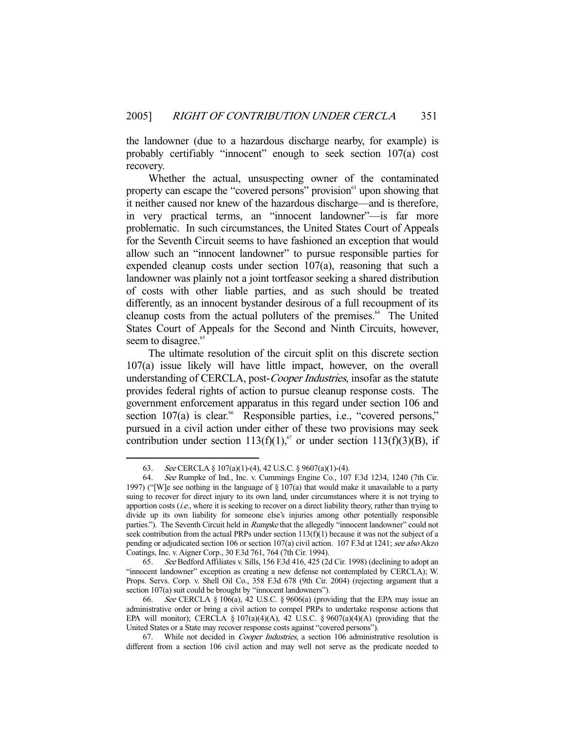the landowner (due to a hazardous discharge nearby, for example) is probably certifiably "innocent" enough to seek section 107(a) cost recovery.

Whether the actual, unsuspecting owner of the contaminated property can escape the "covered persons" provision[63] upon showing that it neither caused nor knew of the hazardous discharge—and is therefore, in very practical terms, an "innocent landowner"—is far more problematic. In such circumstances, the United States Court of Appeals for the Seventh Circuit seems to have fashioned an exception that would allow such an "innocent landowner" to pursue responsible parties for expended cleanup costs under section 107(a), reasoning that such a landowner was plainly not a joint tortfeasor seeking a shared distribution of costs with other liable parties, and as such should be treated differently, as an innocent bystander desirous of a full recoupment of its cleanup costs from the actual polluters of the premises.[64] The United States Court of Appeals for the Second and Ninth Circuits, however, seem to disagree.[65]

The ultimate resolution of the circuit split on this discrete section 107(a) issue likely will have little impact, however, on the overall understanding of CERCLA, post-*Cooper Industries*, insofar as the statute provides federal rights of action to pursue cleanup response costs. The government enforcement apparatus in this regard under section 106 and section 107(a) is clear.[66] Responsible parties, i.e., "covered persons," pursued in a civil action under either of these two provisions may seek contribution under section 113(f)(1),[67] or under section 113(f)(3)(B), if

---

63. *See* CERCLA § 107(a)(1)-(4), 42 U.S.C. § 9607(a)(1)-(4).

64. *See* Rumpke of Ind., Inc. v. Cummings Engine Co., 107 F.3d 1234, 1240 (7th Cir. 1997) ("[W]e see nothing in the language of § 107(a) that would make it unavailable to a party suing to recover for direct injury to its own land, under circumstances where it is not trying to apportion costs (*i.e.*, where it is seeking to recover on a direct liability theory, rather than trying to divide up its own liability for someone else's injuries among other potentially responsible parties."). The Seventh Circuit held in *Rumpke* that the allegedly "innocent landowner" could not seek contribution from the actual PRPs under section 113(f)(1) because it was not the subject of a pending or adjudicated section 106 or section 107(a) civil action. 107 F.3d at 1241; *see also* Akzo Coatings, Inc. v. Aigner Corp., 30 F.3d 761, 764 (7th Cir. 1994).

65. *See* Bedford Affiliates v. Sills, 156 F.3d 416, 425 (2d Cir. 1998) (declining to adopt an "innocent landowner" exception as creating a new defense not contemplated by CERCLA); W. Props. Servs. Corp. v. Shell Oil Co., 358 F.3d 678 (9th Cir. 2004) (rejecting argument that a section 107(a) suit could be brought by "innocent landowners").

66. *See* CERCLA § 106(a), 42 U.S.C. § 9606(a) (providing that the EPA may issue an administrative order or bring a civil action to compel PRPs to undertake response actions that EPA will monitor); CERCLA § 107(a)(4)(A), 42 U.S.C. § 9607(a)(4)(A) (providing that the United States or a State may recover response costs against "covered persons").

67. While not decided in *Cooper Industries*, a section 106 administrative resolution is different from a section 106 civil action and may well not serve as the predicate needed to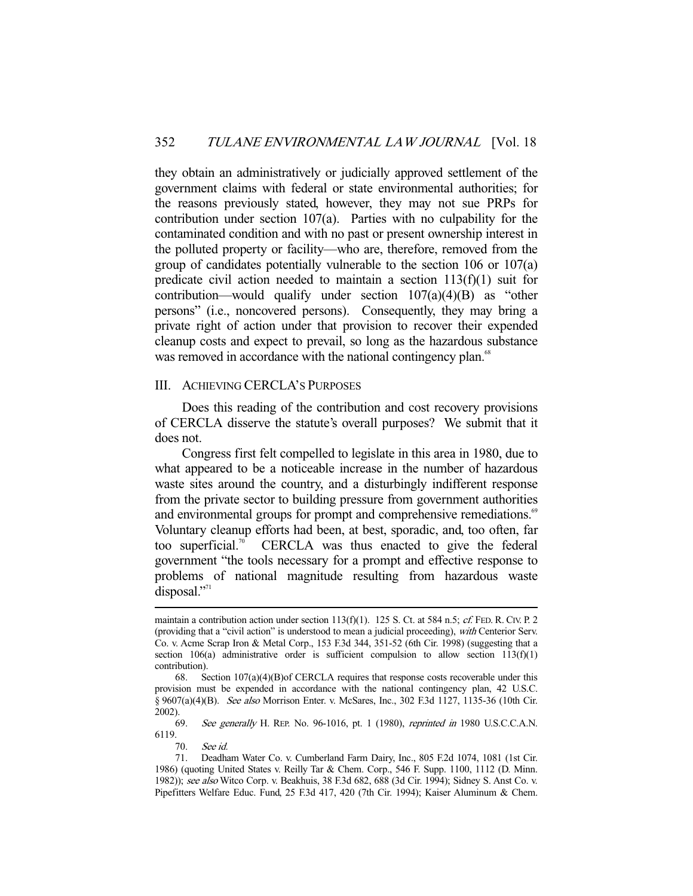they obtain an administratively or judicially approved settlement of the government claims with federal or state environmental authorities; for the reasons previously stated, however, they may not sue PRPs for contribution under section 107(a). Parties with no culpability for the contaminated condition and with no past or present ownership interest in the polluted property or facility—who are, therefore, removed from the group of candidates potentially vulnerable to the section 106 or 107(a) predicate civil action needed to maintain a section 113(f)(1) suit for contribution—would qualify under section 107(a)(4)(B) as "other persons" (i.e., noncovered persons). Consequently, they may bring a private right of action under that provision to recover their expended cleanup costs and expect to prevail, so long as the hazardous substance was removed in accordance with the national contingency plan.[68]

## III. ACHIEVING CERCLA'S PURPOSES

Does this reading of the contribution and cost recovery provisions of CERCLA disserve the statute's overall purposes? We submit that it does not.

Congress first felt compelled to legislate in this area in 1980, due to what appeared to be a noticeable increase in the number of hazardous waste sites around the country, and a disturbingly indifferent response from the private sector to building pressure from government authorities and environmental groups for prompt and comprehensive remediations.[69] Voluntary cleanup efforts had been, at best, sporadic, and, too often, far too superficial.[70] CERCLA was thus enacted to give the federal government "the tools necessary for a prompt and effective response to problems of national magnitude resulting from hazardous waste disposal."[71]

---

maintain a contribution action under section 113(f)(1). 125 S. Ct. at 584 n.5; *cf.* FED. R. CIV. P. 2 (providing that a "civil action" is understood to mean a judicial proceeding), *with* Centerior Serv. Co. v. Acme Scrap Iron & Metal Corp., 153 F.3d 344, 351-52 (6th Cir. 1998) (suggesting that a section 106(a) administrative order is sufficient compulsion to allow section 113(f)(1) contribution).

68. Section 107(a)(4)(B)of CERCLA requires that response costs recoverable under this provision must be expended in accordance with the national contingency plan, 42 U.S.C. § 9607(a)(4)(B). *See also* Morrison Enter. v. McSares, Inc., 302 F.3d 1127, 1135-36 (10th Cir. 2002).

69. *See generally* H. REP. No. 96-1016, pt. 1 (1980), *reprinted in* 1980 U.S.C.C.A.N. 6119.

70. *See id.*

71. Deadham Water Co. v. Cumberland Farm Dairy, Inc., 805 F.2d 1074, 1081 (1st Cir. 1986) (quoting United States v. Reilly Tar & Chem. Corp., 546 F. Supp. 1100, 1112 (D. Minn. 1982)); *see also* Witco Corp. v. Beakhuis, 38 F.3d 682, 688 (3d Cir. 1994); Sidney S. Anst Co. v. Pipefitters Welfare Educ. Fund, 25 F.3d 417, 420 (7th Cir. 1994); Kaiser Aluminum & Chem.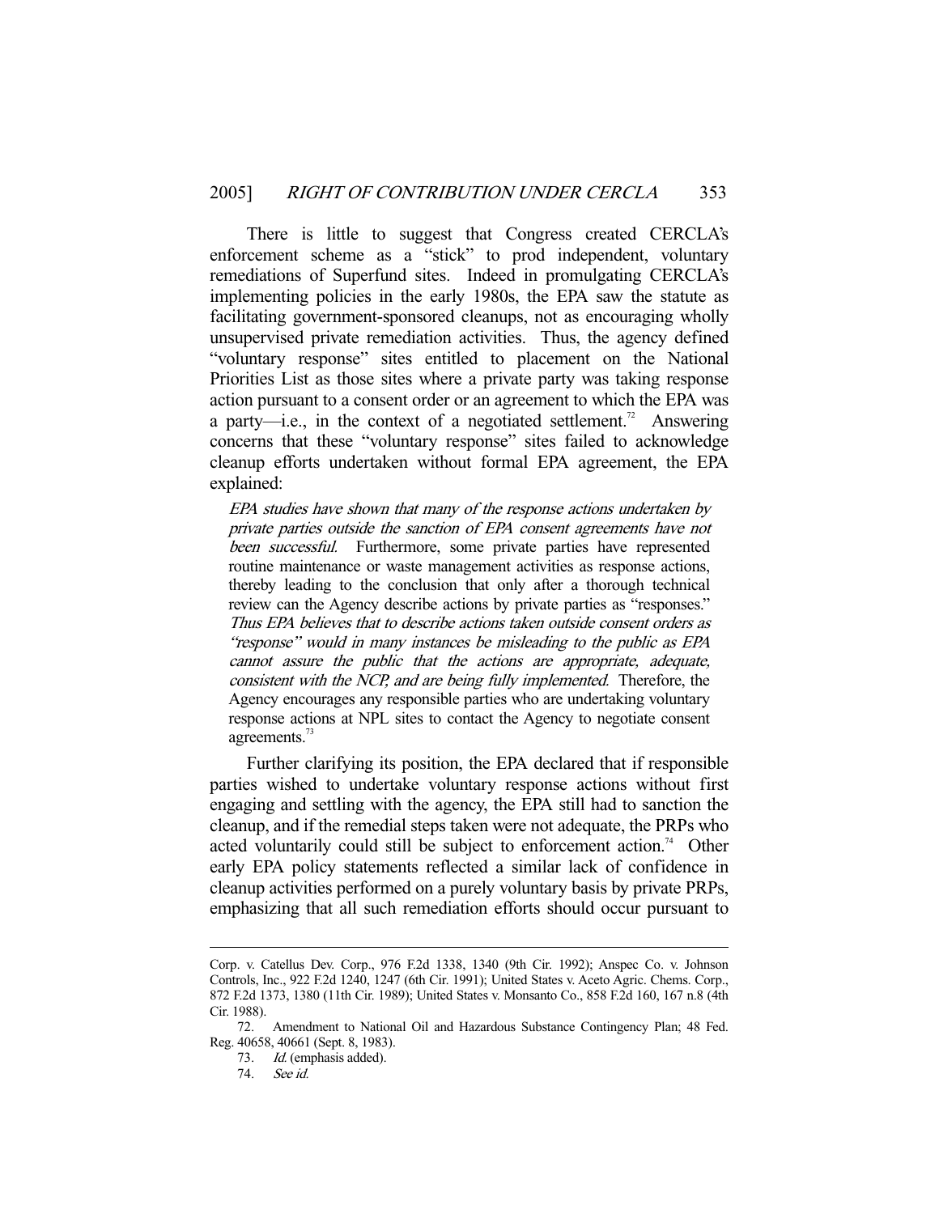There is little to suggest that Congress created CERCLA's enforcement scheme as a "stick" to prod independent, voluntary remediations of Superfund sites. Indeed in promulgating CERCLA's implementing policies in the early 1980s, the EPA saw the statute as facilitating government-sponsored cleanups, not as encouraging wholly unsupervised private remediation activities. Thus, the agency defined "voluntary response" sites entitled to placement on the National Priorities List as those sites where a private party was taking response action pursuant to a consent order or an agreement to which the EPA was a party—i.e., in the context of a negotiated settlement.[72] Answering concerns that these "voluntary response" sites failed to acknowledge cleanup efforts undertaken without formal EPA agreement, the EPA explained:

> *EPA studies have shown that many of the response actions undertaken by private parties outside the sanction of EPA consent agreements have not been successful.* Furthermore, some private parties have represented routine maintenance or waste management activities as response actions, thereby leading to the conclusion that only after a thorough technical review can the Agency describe actions by private parties as "responses." *Thus EPA believes that to describe actions taken outside consent orders as "response" would in many instances be misleading to the public as EPA cannot assure the public that the actions are appropriate, adequate, consistent with the NCP, and are being fully implemented.* Therefore, the Agency encourages any responsible parties who are undertaking voluntary response actions at NPL sites to contact the Agency to negotiate consent agreements.[73]

Further clarifying its position, the EPA declared that if responsible parties wished to undertake voluntary response actions without first engaging and settling with the agency, the EPA still had to sanction the cleanup, and if the remedial steps taken were not adequate, the PRPs who acted voluntarily could still be subject to enforcement action.[74] Other early EPA policy statements reflected a similar lack of confidence in cleanup activities performed on a purely voluntary basis by private PRPs, emphasizing that all such remediation efforts should occur pursuant to

---

Corp. v. Catellus Dev. Corp., 976 F.2d 1338, 1340 (9th Cir. 1992); Anspec Co. v. Johnson Controls, Inc., 922 F.2d 1240, 1247 (6th Cir. 1991); United States v. Aceto Agric. Chems. Corp., 872 F.2d 1373, 1380 (11th Cir. 1989); United States v. Monsanto Co., 858 F.2d 160, 167 n.8 (4th Cir. 1988).

72. Amendment to National Oil and Hazardous Substance Contingency Plan; 48 Fed. Reg. 40658, 40661 (Sept. 8, 1983).

73. *Id.* (emphasis added).

74. *See id.*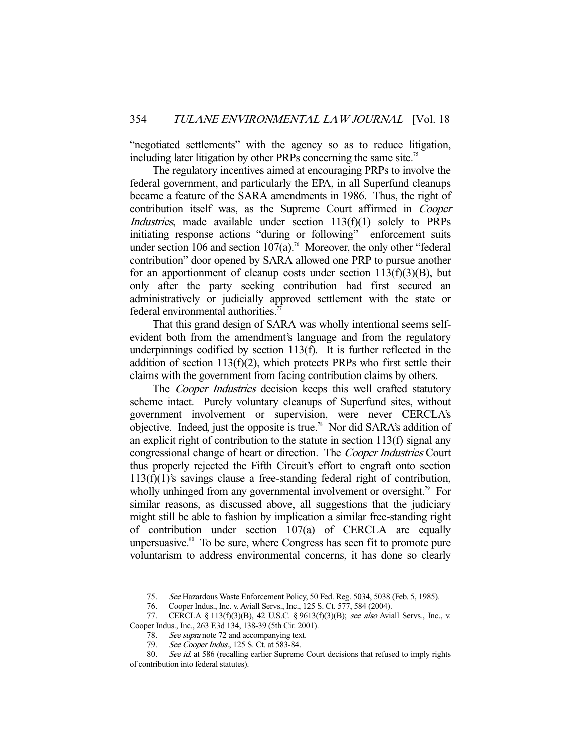"negotiated settlements" with the agency so as to reduce litigation, including later litigation by other PRPs concerning the same site.[75]

The regulatory incentives aimed at encouraging PRPs to involve the federal government, and particularly the EPA, in all Superfund cleanups became a feature of the SARA amendments in 1986. Thus, the right of contribution itself was, as the Supreme Court affirmed in *Cooper Industries*, made available under section 113(f)(1) solely to PRPs initiating response actions "during or following" enforcement suits under section 106 and section 107(a).[76] Moreover, the only other "federal contribution" door opened by SARA allowed one PRP to pursue another for an apportionment of cleanup costs under section 113(f)(3)(B), but only after the party seeking contribution had first secured an administratively or judicially approved settlement with the state or federal environmental authorities.[77]

That this grand design of SARA was wholly intentional seems self-evident both from the amendment's language and from the regulatory underpinnings codified by section 113(f). It is further reflected in the addition of section 113(f)(2), which protects PRPs who first settle their claims with the government from facing contribution claims by others.

The *Cooper Industries* decision keeps this well crafted statutory scheme intact. Purely voluntary cleanups of Superfund sites, without government involvement or supervision, were never CERCLA's objective. Indeed, just the opposite is true.[78] Nor did SARA's addition of an explicit right of contribution to the statute in section 113(f) signal any congressional change of heart or direction. The *Cooper Industries* Court thus properly rejected the Fifth Circuit's effort to engraft onto section 113(f)(1)'s savings clause a free-standing federal right of contribution, wholly unhinged from any governmental involvement or oversight.[79] For similar reasons, as discussed above, all suggestions that the judiciary might still be able to fashion by implication a similar free-standing right of contribution under section 107(a) of CERCLA are equally unpersuasive.[80] To be sure, where Congress has seen fit to promote pure voluntarism to address environmental concerns, it has done so clearly

---

75. *See* Hazardous Waste Enforcement Policy, 50 Fed. Reg. 5034, 5038 (Feb. 5, 1985).

76. Cooper Indus., Inc. v. Aviall Servs., Inc., 125 S. Ct. 577, 584 (2004).

77. CERCLA § 113(f)(3)(B), 42 U.S.C. § 9613(f)(3)(B); *see also* Aviall Servs., Inc., v. Cooper Indus., Inc., 263 F.3d 134, 138-39 (5th Cir. 2001).

78. *See supra* note 72 and accompanying text.

79. *See Cooper Indus.*, 125 S. Ct. at 583-84.

80. *See id.* at 586 (recalling earlier Supreme Court decisions that refused to imply rights of contribution into federal statutes).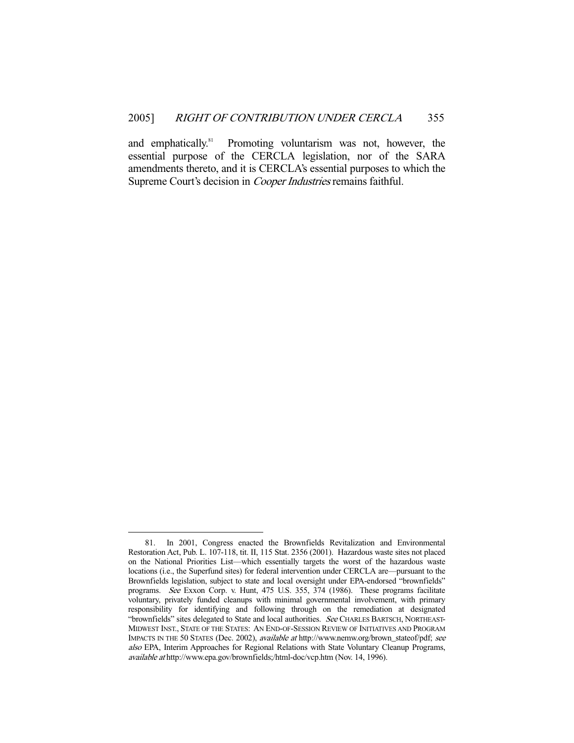and emphatically.[81] Promoting voluntarism was not, however, the essential purpose of the CERCLA legislation, nor of the SARA amendments thereto, and it is CERCLA's essential purposes to which the Supreme Court's decision in *Cooper Industries* remains faithful.

---

81. In 2001, Congress enacted the Brownfields Revitalization and Environmental Restoration Act, Pub. L. 107-118, tit. II, 115 Stat. 2356 (2001). Hazardous waste sites not placed on the National Priorities List—which essentially targets the worst of the hazardous waste locations (i.e., the Superfund sites) for federal intervention under CERCLA are—pursuant to the Brownfields legislation, subject to state and local oversight under EPA-endorsed "brownfields" programs. *See* Exxon Corp. v. Hunt, 475 U.S. 355, 374 (1986). These programs facilitate voluntary, privately funded cleanups with minimal governmental involvement, with primary responsibility for identifying and following through on the remediation at designated "brownfields" sites delegated to State and local authorities. *See* CHARLES BARTSCH, NORTHEAST-MIDWEST INST., STATE OF THE STATES: AN END-OF-SESSION REVIEW OF INITIATIVES AND PROGRAM IMPACTS IN THE 50 STATES (Dec. 2002), *available at* http://www.nemw.org/brown_stateof/pdf; *see also* EPA, Interim Approaches for Regional Relations with State Voluntary Cleanup Programs, *available at* http://www.epa.gov/brownfields;/html-doc/vcp.htm (Nov. 14, 1996).